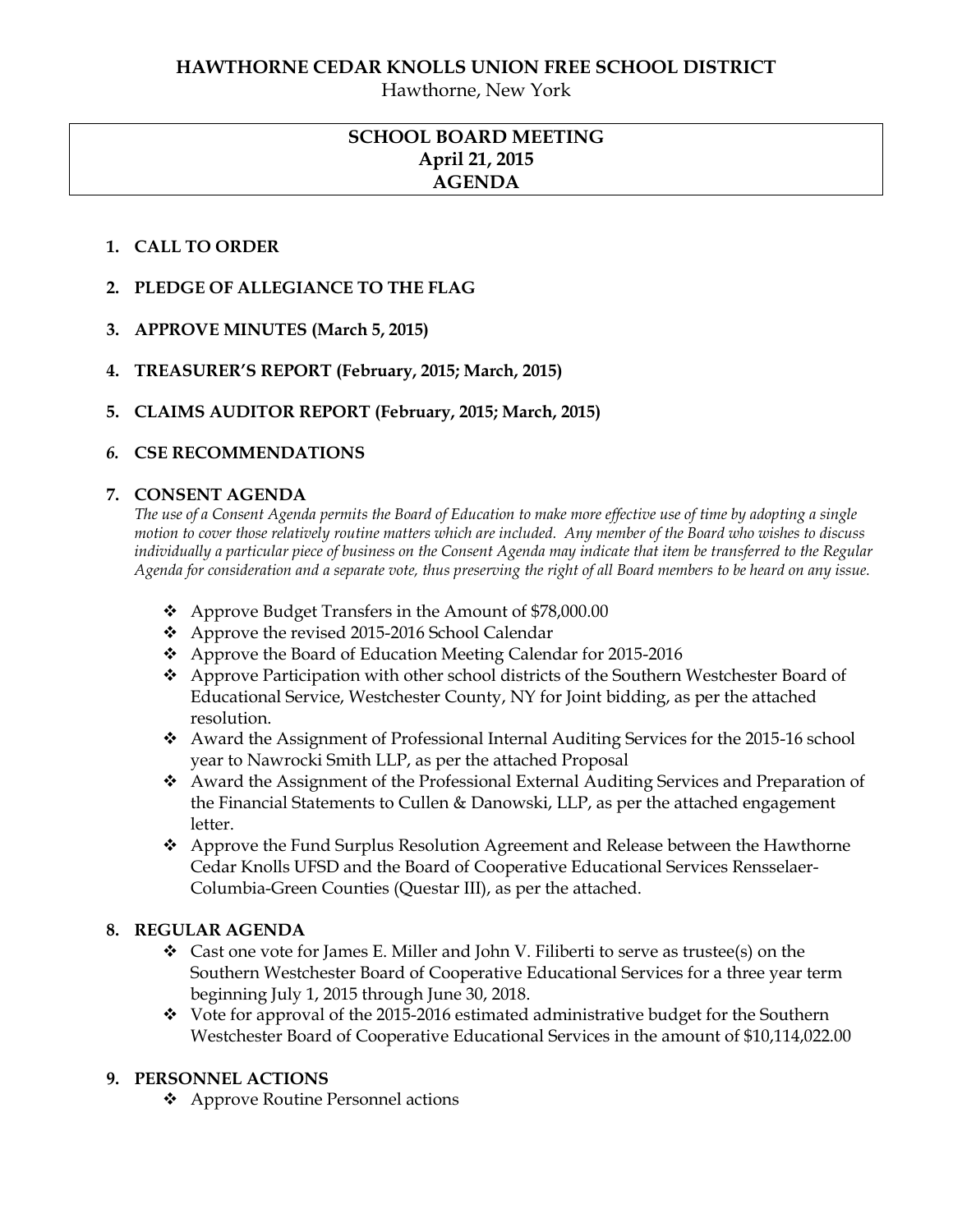# HAWTHORNE CEDAR KNOLLS UNION FREE SCHOOL DISTRICT

Hawthorne, New York

## SCHOOL BOARD MEETING
## April 21, 2015
## AGENDA

1. **CALL TO ORDER**

2. **PLEDGE OF ALLEGIANCE TO THE FLAG**

3. **APPROVE MINUTES (March 5, 2015)**

4. **TREASURER'S REPORT (February, 2015; March, 2015)**

5. **CLAIMS AUDITOR REPORT (February, 2015; March, 2015)**

6. **CSE RECOMMENDATIONS**

7. **CONSENT AGENDA**

   *The use of a Consent Agenda permits the Board of Education to make more effective use of time by adopting a single motion to cover those relatively routine matters which are included. Any member of the Board who wishes to discuss individually a particular piece of business on the Consent Agenda may indicate that item be transferred to the Regular Agenda for consideration and a separate vote, thus preserving the right of all Board members to be heard on any issue.*

   - Approve Budget Transfers in the Amount of $78,000.00
   - Approve the revised 2015-2016 School Calendar
   - Approve the Board of Education Meeting Calendar for 2015-2016
   - Approve Participation with other school districts of the Southern Westchester Board of Educational Service, Westchester County, NY for Joint bidding, as per the attached resolution.
   - Award the Assignment of Professional Internal Auditing Services for the 2015-16 school year to Nawrocki Smith LLP, as per the attached Proposal
   - Award the Assignment of the Professional External Auditing Services and Preparation of the Financial Statements to Cullen & Danowski, LLP, as per the attached engagement letter.
   - Approve the Fund Surplus Resolution Agreement and Release between the Hawthorne Cedar Knolls UFSD and the Board of Cooperative Educational Services Rensselaer-Columbia-Green Counties (Questar III), as per the attached.

8. **REGULAR AGENDA**

   - Cast one vote for James E. Miller and John V. Filiberti to serve as trustee(s) on the Southern Westchester Board of Cooperative Educational Services for a three year term beginning July 1, 2015 through June 30, 2018.
   - Vote for approval of the 2015-2016 estimated administrative budget for the Southern Westchester Board of Cooperative Educational Services in the amount of $10,114,022.00

9. **PERSONNEL ACTIONS**

   - Approve Routine Personnel actions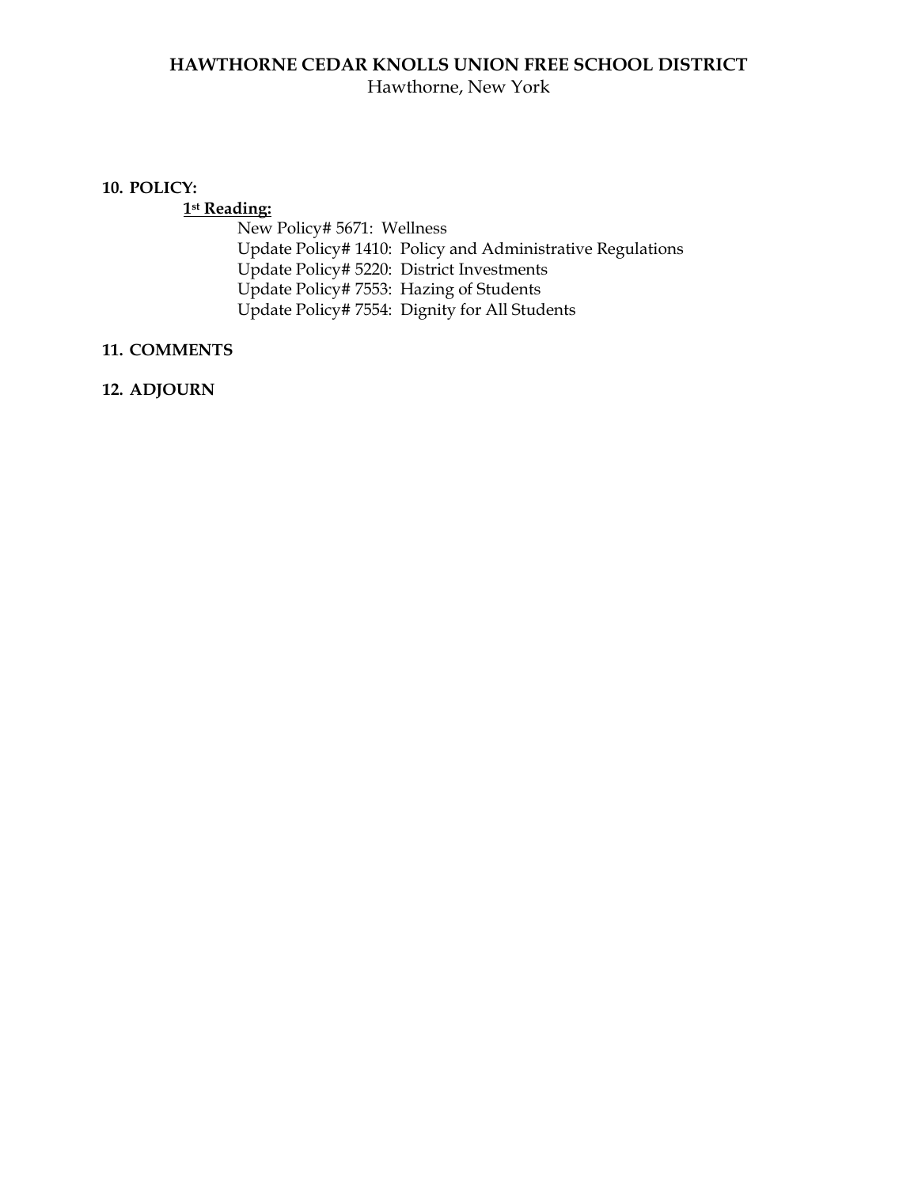**HAWTHORNE CEDAR KNOLLS UNION FREE SCHOOL DISTRICT**
Hawthorne, New York

**10. POLICY:**

**1st Reading:**

New Policy# 5671: Wellness
Update Policy# 1410: Policy and Administrative Regulations
Update Policy# 5220: District Investments
Update Policy# 7553: Hazing of Students
Update Policy# 7554: Dignity for All Students

**11. COMMENTS**

**12. ADJOURN**